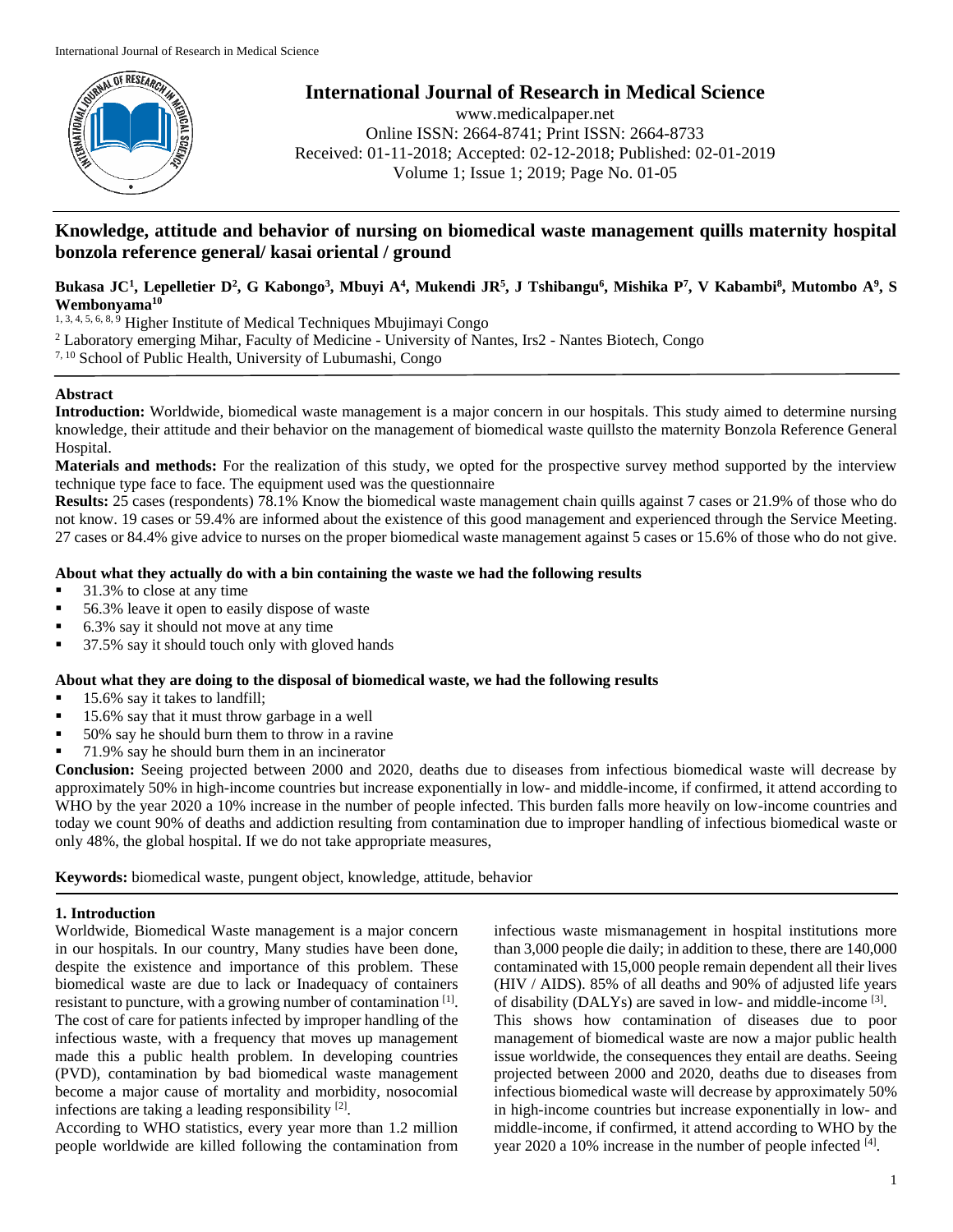# Knowledge, attitude and behavior of nursing on biomedical waste management quills maternity hospital bonzola reference general/ kasai oriental / ground

**Bukasa JC[1], Lepelletier D[2], G Kabongo[3], Mbuyi A[4], Mukendi JR[5], J Tshibangu[6], Mishika P[7], V Kabambi[8], Mutombo A[9], S Wembonyama[10]**

[1, 3, 4, 5, 6, 8, 9] Higher Institute of Medical Techniques Mbujimayi Congo

[2] Laboratory emerging Mihar, Faculty of Medicine - University of Nantes, Irs2 - Nantes Biotech, Congo

[7, 10] School of Public Health, University of Lubumashi, Congo

## Abstract

**Introduction:** Worldwide, biomedical waste management is a major concern in our hospitals. This study aimed to determine nursing knowledge, their attitude and their behavior on the management of biomedical waste quillsto the maternity Bonzola Reference General Hospital.

**Materials and methods:** For the realization of this study, we opted for the prospective survey method supported by the interview technique type face to face. The equipment used was the questionnaire

**Results:** 25 cases (respondents) 78.1% Know the biomedical waste management chain quills against 7 cases or 21.9% of those who do not know. 19 cases or 59.4% are informed about the existence of this good management and experienced through the Service Meeting. 27 cases or 84.4% give advice to nurses on the proper biomedical waste management against 5 cases or 15.6% of those who do not give.

**About what they actually do with a bin containing the waste we had the following results**

- 31.3% to close at any time
- 56.3% leave it open to easily dispose of waste
- 6.3% say it should not move at any time
- 37.5% say it should touch only with gloved hands

**About what they are doing to the disposal of biomedical waste, we had the following results**

- 15.6% say it takes to landfill;
- 15.6% say that it must throw garbage in a well
- 50% say he should burn them to throw in a ravine
- 71.9% say he should burn them in an incinerator

**Conclusion:** Seeing projected between 2000 and 2020, deaths due to diseases from infectious biomedical waste will decrease by approximately 50% in high-income countries but increase exponentially in low- and middle-income, if confirmed, it attend according to WHO by the year 2020 a 10% increase in the number of people infected. This burden falls more heavily on low-income countries and today we count 90% of deaths and addiction resulting from contamination due to improper handling of infectious biomedical waste or only 48%, the global hospital. If we do not take appropriate measures,

**Keywords:** biomedical waste, pungent object, knowledge, attitude, behavior

## 1. Introduction

Worldwide, Biomedical Waste management is a major concern in our hospitals. In our country, Many studies have been done, despite the existence and importance of this problem. These biomedical waste are due to lack or Inadequacy of containers resistant to puncture, with a growing number of contamination [1]. The cost of care for patients infected by improper handling of the infectious waste, with a frequency that moves up management made this a public health problem. In developing countries (PVD), contamination by bad biomedical waste management become a major cause of mortality and morbidity, nosocomial infections are taking a leading responsibility [2].

According to WHO statistics, every year more than 1.2 million people worldwide are killed following the contamination from infectious waste mismanagement in hospital institutions more than 3,000 people die daily; in addition to these, there are 140,000 contaminated with 15,000 people remain dependent all their lives (HIV / AIDS). 85% of all deaths and 90% of adjusted life years of disability (DALYs) are saved in low- and middle-income [3].

This shows how contamination of diseases due to poor management of biomedical waste are now a major public health issue worldwide, the consequences they entail are deaths. Seeing projected between 2000 and 2020, deaths due to diseases from infectious biomedical waste will decrease by approximately 50% in high-income countries but increase exponentially in low- and middle-income, if confirmed, it attend according to WHO by the year 2020 a 10% increase in the number of people infected [4].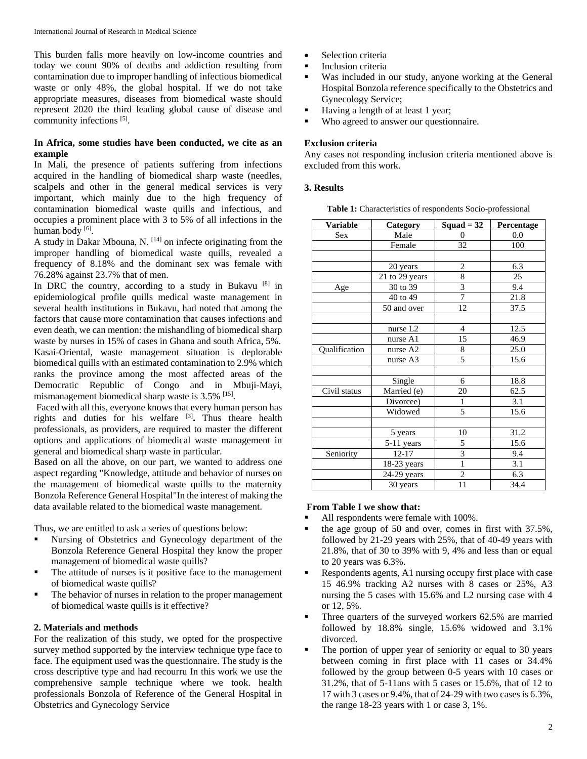This burden falls more heavily on low-income countries and today we count 90% of deaths and addiction resulting from contamination due to improper handling of infectious biomedical waste or only 48%, the global hospital. If we do not take appropriate measures, diseases from biomedical waste should represent 2020 the third leading global cause of disease and community infections [5].

**In Africa, some studies have been conducted, we cite as an example**

In Mali, the presence of patients suffering from infections acquired in the handling of biomedical sharp waste (needles, scalpels and other in the general medical services is very important, which mainly due to the high frequency of contamination biomedical waste quills and infectious, and occupies a prominent place with 3 to 5% of all infections in the human body [6].

A study in Dakar Mbouna, N. [14] on infecte originating from the improper handling of biomedical waste quills, revealed a frequency of 8.18% and the dominant sex was female with 76.28% against 23.7% that of men.

In DRC the country, according to a study in Bukavu [8] in epidemiological profile quills medical waste management in several health institutions in Bukavu, had noted that among the factors that cause more contamination that causes infections and even death, we can mention: the mishandling of biomedical sharp waste by nurses in 15% of cases in Ghana and south Africa, 5%. Kasai-Oriental, waste management situation is deplorable biomedical quills with an estimated contamination to 2.9% which ranks the province among the most affected areas of the Democratic Republic of Congo and in Mbuji-Mayi, mismanagement biomedical sharp waste is 3.5% [15].

Faced with all this, everyone knows that every human person has rights and duties for his welfare [3]**.** Thus theare health professionals, as providers, are required to master the different options and applications of biomedical waste management in general and biomedical sharp waste in particular.

Based on all the above, on our part, we wanted to address one aspect regarding "Knowledge, attitude and behavior of nurses on the management of biomedical waste quills to the maternity Bonzola Reference General Hospital"In the interest of making the data available related to the biomedical waste management.

Thus, we are entitled to ask a series of questions below:

- Nursing of Obstetrics and Gynecology department of the Bonzola Reference General Hospital they know the proper management of biomedical waste quills?
- The attitude of nurses is it positive face to the management of biomedical waste quills?
- The behavior of nurses in relation to the proper management of biomedical waste quills is it effective?

## 2. Materials and methods

For the realization of this study, we opted for the prospective survey method supported by the interview technique type face to face. The equipment used was the questionnaire. The study is the cross descriptive type and had recourru In this work we use the comprehensive sample technique where we took. health professionals Bonzola of Reference of the General Hospital in Obstetrics and Gynecology Service

- Selection criteria
- Inclusion criteria
- Was included in our study, anyone working at the General Hospital Bonzola reference specifically to the Obstetrics and Gynecology Service;
- Having a length of at least 1 year;
- Who agreed to answer our questionnaire.

**Exclusion criteria**

Any cases not responding inclusion criteria mentioned above is excluded from this work.

## 3. Results

**Table 1:** Characteristics of respondents Socio-professional

| Variable | Category | Squad = 32 | Percentage |
|---|---|---|---|
| Sex | Male | 0 | 0.0 |
| | Female | 32 | 100 |
| | | | |
| | 20 years | 2 | 6.3 |
| | 21 to 29 years | 8 | 25 |
| Age | 30 to 39 | 3 | 9.4 |
| | 40 to 49 | 7 | 21.8 |
| | 50 and over | 12 | 37.5 |
| | | | |
| | nurse L2 | 4 | 12.5 |
| | nurse A1 | 15 | 46.9 |
| Qualification | nurse A2 | 8 | 25.0 |
| | nurse A3 | 5 | 15.6 |
| | | | |
| | Single | 6 | 18.8 |
| Civil status | Married (e) | 20 | 62.5 |
| | Divorcee) | 1 | 3.1 |
| | Widowed | 5 | 15.6 |
| | | | |
| | 5 years | 10 | 31.2 |
| | 5-11 years | 5 | 15.6 |
| Seniority | 12-17 | 3 | 9.4 |
| | 18-23 years | 1 | 3.1 |
| | 24-29 years | 2 | 6.3 |
| | 30 years | 11 | 34.4 |

**From Table I we show that:**

- All respondents were female with 100%.
- the age group of 50 and over, comes in first with 37.5%, followed by 21-29 years with 25%, that of 40-49 years with 21.8%, that of 30 to 39% with 9, 4% and less than or equal to 20 years was 6.3%.
- Respondents agents, A1 nursing occupy first place with case 15 46.9% tracking A2 nurses with 8 cases or 25%, A3 nursing the 5 cases with 15.6% and L2 nursing case with 4 or 12, 5%.
- Three quarters of the surveyed workers 62.5% are married followed by 18.8% single, 15.6% widowed and 3.1% divorced.
- The portion of upper year of seniority or equal to 30 years between coming in first place with 11 cases or 34.4% followed by the group between 0-5 years with 10 cases or 31.2%, that of 5-11ans with 5 cases or 15.6%, that of 12 to 17 with 3 cases or 9.4%, that of 24-29 with two cases is 6.3%, the range 18-23 years with 1 or case 3, 1%.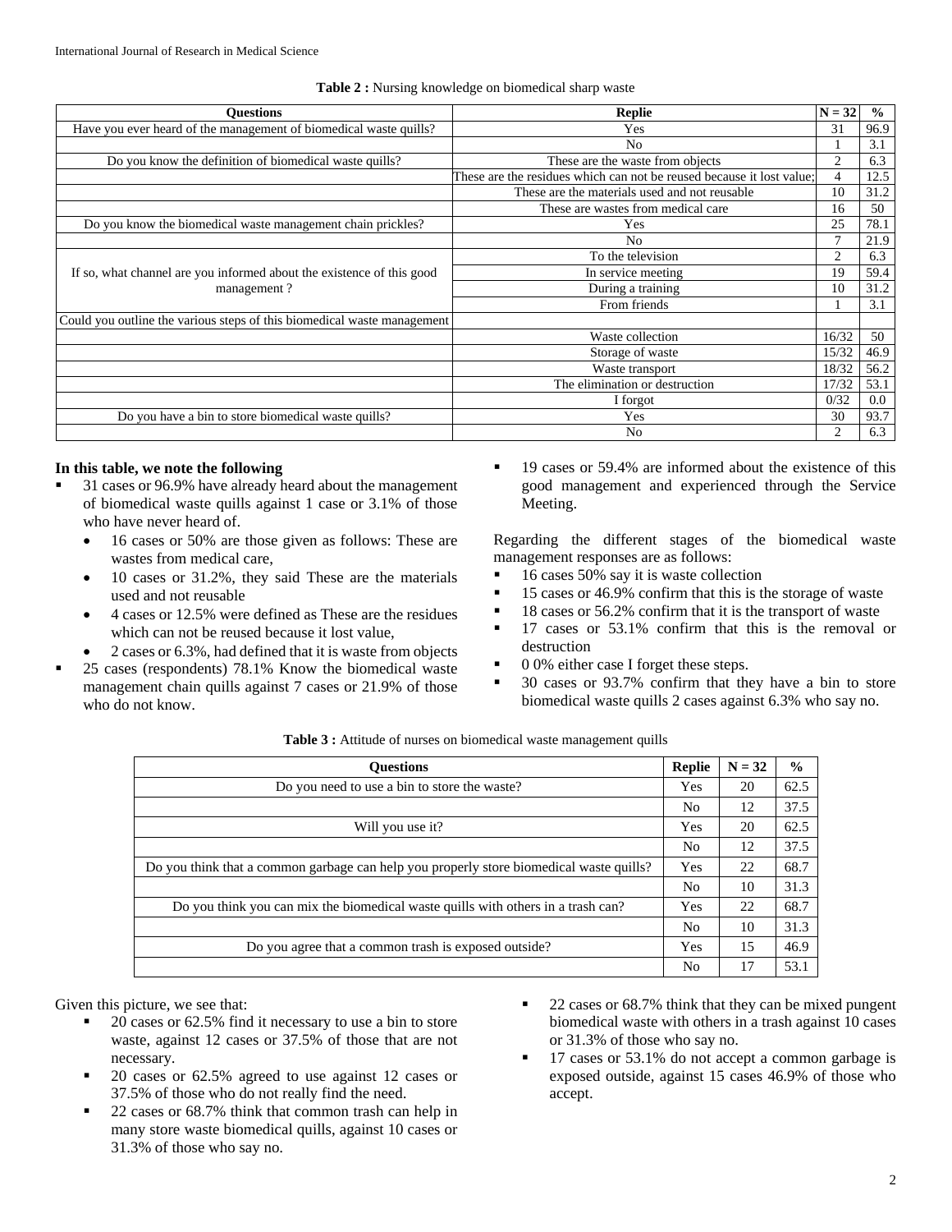**Table 2 :** Nursing knowledge on biomedical sharp waste

| Questions | Replie | N = 32 | % |
|---|---|---|---|
| Have you ever heard of the management of biomedical waste quills? | Yes | 31 | 96.9 |
| | No | 1 | 3.1 |
| Do you know the definition of biomedical waste quills? | These are the waste from objects | 2 | 6.3 |
| | These are the residues which can not be reused because it lost value; | 4 | 12.5 |
| | These are the materials used and not reusable | 10 | 31.2 |
| | These are wastes from medical care | 16 | 50 |
| Do you know the biomedical waste management chain prickles? | Yes | 25 | 78.1 |
| | No | 7 | 21.9 |
| If so, what channel are you informed about the existence of this good management ? | To the television | 2 | 6.3 |
| | In service meeting | 19 | 59.4 |
| | During a training | 10 | 31.2 |
| | From friends | 1 | 3.1 |
| Could you outline the various steps of this biomedical waste management | | | |
| | Waste collection | 16/32 | 50 |
| | Storage of waste | 15/32 | 46.9 |
| | Waste transport | 18/32 | 56.2 |
| | The elimination or destruction | 17/32 | 53.1 |
| | I forgot | 0/32 | 0.0 |
| Do you have a bin to store biomedical waste quills? | Yes | 30 | 93.7 |
| | No | 2 | 6.3 |

**In this table, we note the following**

- 31 cases or 96.9% have already heard about the management of biomedical waste quills against 1 case or 3.1% of those who have never heard of.
  - 16 cases or 50% are those given as follows: These are wastes from medical care,
  - 10 cases or 31.2%, they said These are the materials used and not reusable
  - 4 cases or 12.5% were defined as These are the residues which can not be reused because it lost value,
  - 2 cases or 6.3%, had defined that it is waste from objects
- 25 cases (respondents) 78.1% Know the biomedical waste management chain quills against 7 cases or 21.9% of those who do not know.
- 19 cases or 59.4% are informed about the existence of this good management and experienced through the Service Meeting.

Regarding the different stages of the biomedical waste management responses are as follows:

- 16 cases 50% say it is waste collection
- 15 cases or 46.9% confirm that this is the storage of waste
- 18 cases or 56.2% confirm that it is the transport of waste
- 17 cases or 53.1% confirm that this is the removal or destruction
- 0 0% either case I forget these steps.
- 30 cases or 93.7% confirm that they have a bin to store biomedical waste quills 2 cases against 6.3% who say no.

**Table 3 :** Attitude of nurses on biomedical waste management quills

| Questions | Replie | N = 32 | % |
|---|---|---|---|
| Do you need to use a bin to store the waste? | Yes | 20 | 62.5 |
| | No | 12 | 37.5 |
| Will you use it? | Yes | 20 | 62.5 |
| | No | 12 | 37.5 |
| Do you think that a common garbage can help you properly store biomedical waste quills? | Yes | 22 | 68.7 |
| | No | 10 | 31.3 |
| Do you think you can mix the biomedical waste quills with others in a trash can? | Yes | 22 | 68.7 |
| | No | 10 | 31.3 |
| Do you agree that a common trash is exposed outside? | Yes | 15 | 46.9 |
| | No | 17 | 53.1 |

Given this picture, we see that:

- 20 cases or 62.5% find it necessary to use a bin to store waste, against 12 cases or 37.5% of those that are not necessary.
- 20 cases or 62.5% agreed to use against 12 cases or 37.5% of those who do not really find the need.
- 22 cases or 68.7% think that common trash can help in many store waste biomedical quills, against 10 cases or 31.3% of those who say no.
- 22 cases or 68.7% think that they can be mixed pungent biomedical waste with others in a trash against 10 cases or 31.3% of those who say no.
- 17 cases or 53.1% do not accept a common garbage is exposed outside, against 15 cases 46.9% of those who accept.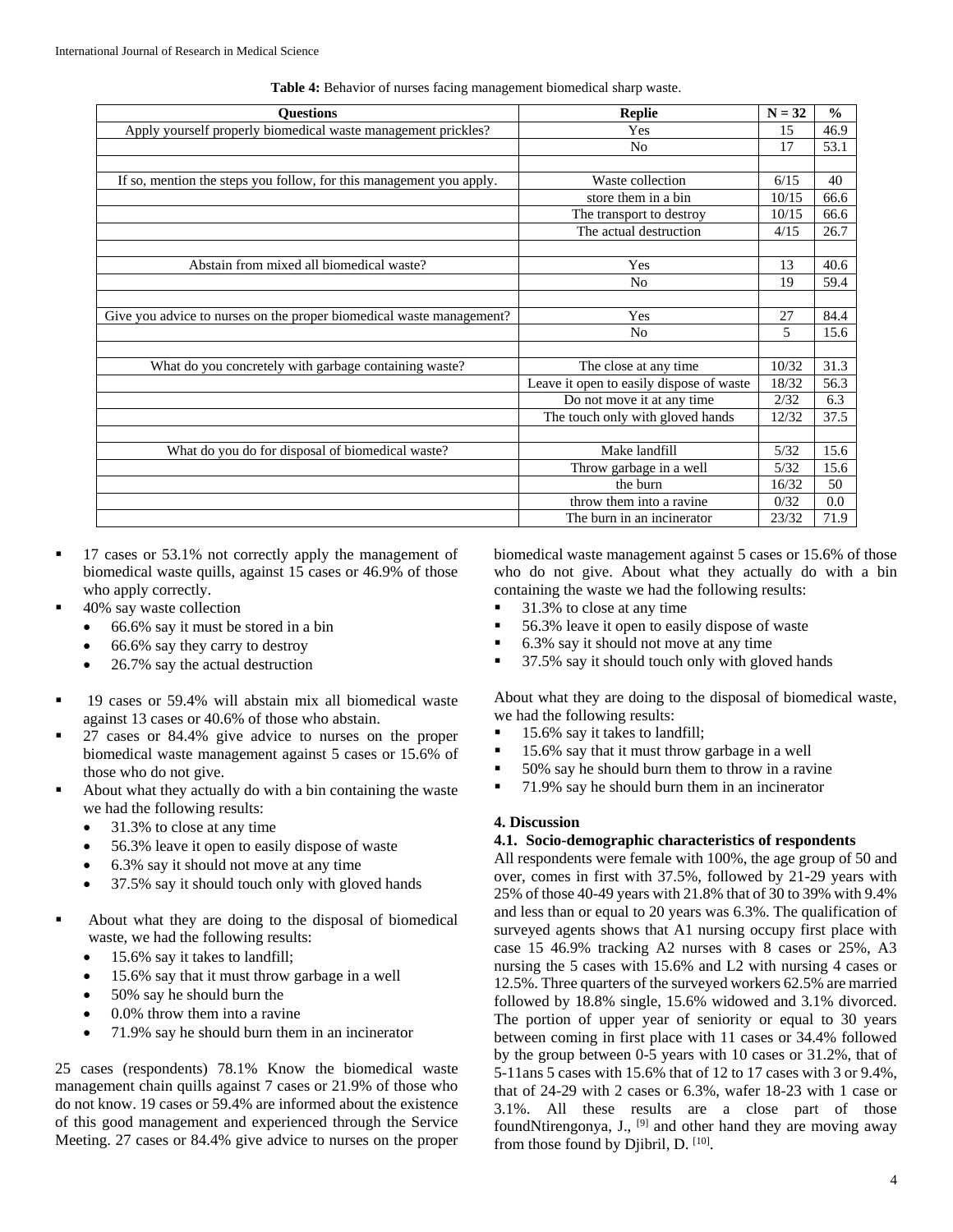**Table 4:** Behavior of nurses facing management biomedical sharp waste.

| Questions | Replie | N = 32 | % |
|---|---|---|---|
| Apply yourself properly biomedical waste management prickles? | Yes | 15 | 46.9 |
| | No | 17 | 53.1 |
| | | | |
| If so, mention the steps you follow, for this management you apply. | Waste collection | 6/15 | 40 |
| | store them in a bin | 10/15 | 66.6 |
| | The transport to destroy | 10/15 | 66.6 |
| | The actual destruction | 4/15 | 26.7 |
| | | | |
| Abstain from mixed all biomedical waste? | Yes | 13 | 40.6 |
| | No | 19 | 59.4 |
| | | | |
| Give you advice to nurses on the proper biomedical waste management? | Yes | 27 | 84.4 |
| | No | 5 | 15.6 |
| | | | |
| What do you concretely with garbage containing waste? | The close at any time | 10/32 | 31.3 |
| | Leave it open to easily dispose of waste | 18/32 | 56.3 |
| | Do not move it at any time | 2/32 | 6.3 |
| | The touch only with gloved hands | 12/32 | 37.5 |
| | | | |
| What do you do for disposal of biomedical waste? | Make landfill | 5/32 | 15.6 |
| | Throw garbage in a well | 5/32 | 15.6 |
| | the burn | 16/32 | 50 |
| | throw them into a ravine | 0/32 | 0.0 |
| | The burn in an incinerator | 23/32 | 71.9 |

- 17 cases or 53.1% not correctly apply the management of biomedical waste quills, against 15 cases or 46.9% of those who apply correctly.
- 40% say waste collection
  - 66.6% say it must be stored in a bin
  - 66.6% say they carry to destroy
  - 26.7% say the actual destruction
- 19 cases or 59.4% will abstain mix all biomedical waste against 13 cases or 40.6% of those who abstain.
- 27 cases or 84.4% give advice to nurses on the proper biomedical waste management against 5 cases or 15.6% of those who do not give.
- About what they actually do with a bin containing the waste we had the following results:
  - 31.3% to close at any time
  - 56.3% leave it open to easily dispose of waste
  - 6.3% say it should not move at any time
  - 37.5% say it should touch only with gloved hands
- About what they are doing to the disposal of biomedical waste, we had the following results:
  - 15.6% say it takes to landfill;
  - 15.6% say that it must throw garbage in a well
  - 50% say he should burn the
  - 0.0% throw them into a ravine
  - 71.9% say he should burn them in an incinerator

25 cases (respondents) 78.1% Know the biomedical waste management chain quills against 7 cases or 21.9% of those who do not know. 19 cases or 59.4% are informed about the existence of this good management and experienced through the Service Meeting. 27 cases or 84.4% give advice to nurses on the proper biomedical waste management against 5 cases or 15.6% of those who do not give. About what they actually do with a bin containing the waste we had the following results:

- 31.3% to close at any time
- 56.3% leave it open to easily dispose of waste
- 6.3% say it should not move at any time
- 37.5% say it should touch only with gloved hands

About what they are doing to the disposal of biomedical waste, we had the following results:

- 15.6% say it takes to landfill;
- 15.6% say that it must throw garbage in a well
- 50% say he should burn them to throw in a ravine
- 71.9% say he should burn them in an incinerator

## 4. Discussion

### 4.1. Socio-demographic characteristics of respondents

All respondents were female with 100%, the age group of 50 and over, comes in first with 37.5%, followed by 21-29 years with 25% of those 40-49 years with 21.8% that of 30 to 39% with 9.4% and less than or equal to 20 years was 6.3%. The qualification of surveyed agents shows that A1 nursing occupy first place with case 15 46.9% tracking A2 nurses with 8 cases or 25%, A3 nursing the 5 cases with 15.6% and L2 with nursing 4 cases or 12.5%. Three quarters of the surveyed workers 62.5% are married followed by 18.8% single, 15.6% widowed and 3.1% divorced. The portion of upper year of seniority or equal to 30 years between coming in first place with 11 cases or 34.4% followed by the group between 0-5 years with 10 cases or 31.2%, that of 5-11ans 5 cases with 15.6% that of 12 to 17 cases with 3 or 9.4%, that of 24-29 with 2 cases or 6.3%, wafer 18-23 with 1 case or 3.1%. All these results are a close part of those foundNtirengonya, J., [9] and other hand they are moving away from those found by Djibril, D. [10].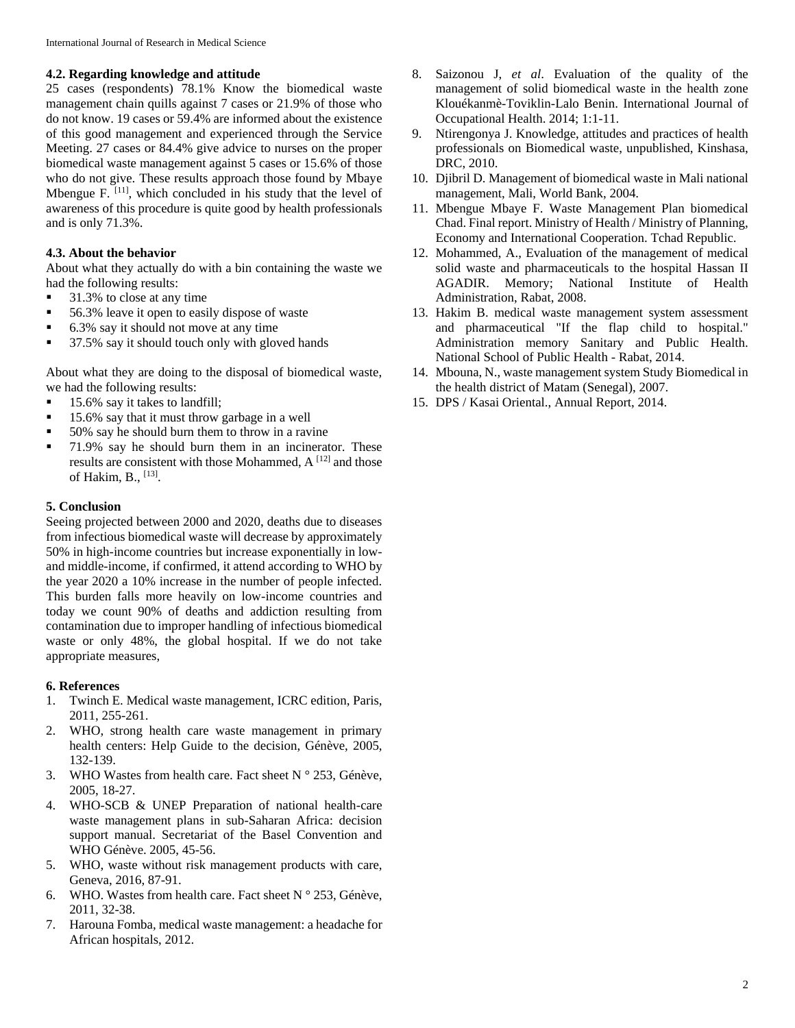### 4.2. Regarding knowledge and attitude

25 cases (respondents) 78.1% Know the biomedical waste management chain quills against 7 cases or 21.9% of those who do not know. 19 cases or 59.4% are informed about the existence of this good management and experienced through the Service Meeting. 27 cases or 84.4% give advice to nurses on the proper biomedical waste management against 5 cases or 15.6% of those who do not give. These results approach those found by Mbaye Mbengue F. [11], which concluded in his study that the level of awareness of this procedure is quite good by health professionals and is only 71.3%.

### 4.3. About the behavior

About what they actually do with a bin containing the waste we had the following results:

- 31.3% to close at any time
- 56.3% leave it open to easily dispose of waste
- 6.3% say it should not move at any time
- 37.5% say it should touch only with gloved hands

About what they are doing to the disposal of biomedical waste, we had the following results:

- 15.6% say it takes to landfill;
- 15.6% say that it must throw garbage in a well
- 50% say he should burn them to throw in a ravine
- 71.9% say he should burn them in an incinerator. These results are consistent with those Mohammed, A [12] and those of Hakim, B., [13].

## 5. Conclusion

Seeing projected between 2000 and 2020, deaths due to diseases from infectious biomedical waste will decrease by approximately 50% in high-income countries but increase exponentially in low- and middle-income, if confirmed, it attend according to WHO by the year 2020 a 10% increase in the number of people infected. This burden falls more heavily on low-income countries and today we count 90% of deaths and addiction resulting from contamination due to improper handling of infectious biomedical waste or only 48%, the global hospital. If we do not take appropriate measures,

## 6. References

1. Twinch E. Medical waste management, ICRC edition, Paris, 2011, 255-261.
2. WHO, strong health care waste management in primary health centers: Help Guide to the decision, Génève, 2005, 132-139.
3. WHO Wastes from health care. Fact sheet N ° 253, Génève, 2005, 18-27.
4. WHO-SCB & UNEP Preparation of national health-care waste management plans in sub-Saharan Africa: decision support manual. Secretariat of the Basel Convention and WHO Génève. 2005, 45-56.
5. WHO, waste without risk management products with care, Geneva, 2016, 87-91.
6. WHO. Wastes from health care. Fact sheet N ° 253, Génève, 2011, 32-38.
7. Harouna Fomba, medical waste management: a headache for African hospitals, 2012.
8. Saizonou J, *et al*. Evaluation of the quality of the management of solid biomedical waste in the health zone Klouékanmè-Toviklin-Lalo Benin. International Journal of Occupational Health. 2014; 1:1-11.
9. Ntirengonya J. Knowledge, attitudes and practices of health professionals on Biomedical waste, unpublished, Kinshasa, DRC, 2010.
10. Djibril D. Management of biomedical waste in Mali national management, Mali, World Bank, 2004.
11. Mbengue Mbaye F. Waste Management Plan biomedical Chad. Final report. Ministry of Health / Ministry of Planning, Economy and International Cooperation. Tchad Republic.
12. Mohammed, A., Evaluation of the management of medical solid waste and pharmaceuticals to the hospital Hassan II AGADIR. Memory; National Institute of Health Administration, Rabat, 2008.
13. Hakim B. medical waste management system assessment and pharmaceutical "If the flap child to hospital." Administration memory Sanitary and Public Health. National School of Public Health - Rabat, 2014.
14. Mbouna, N., waste management system Study Biomedical in the health district of Matam (Senegal), 2007.
15. DPS / Kasai Oriental., Annual Report, 2014.